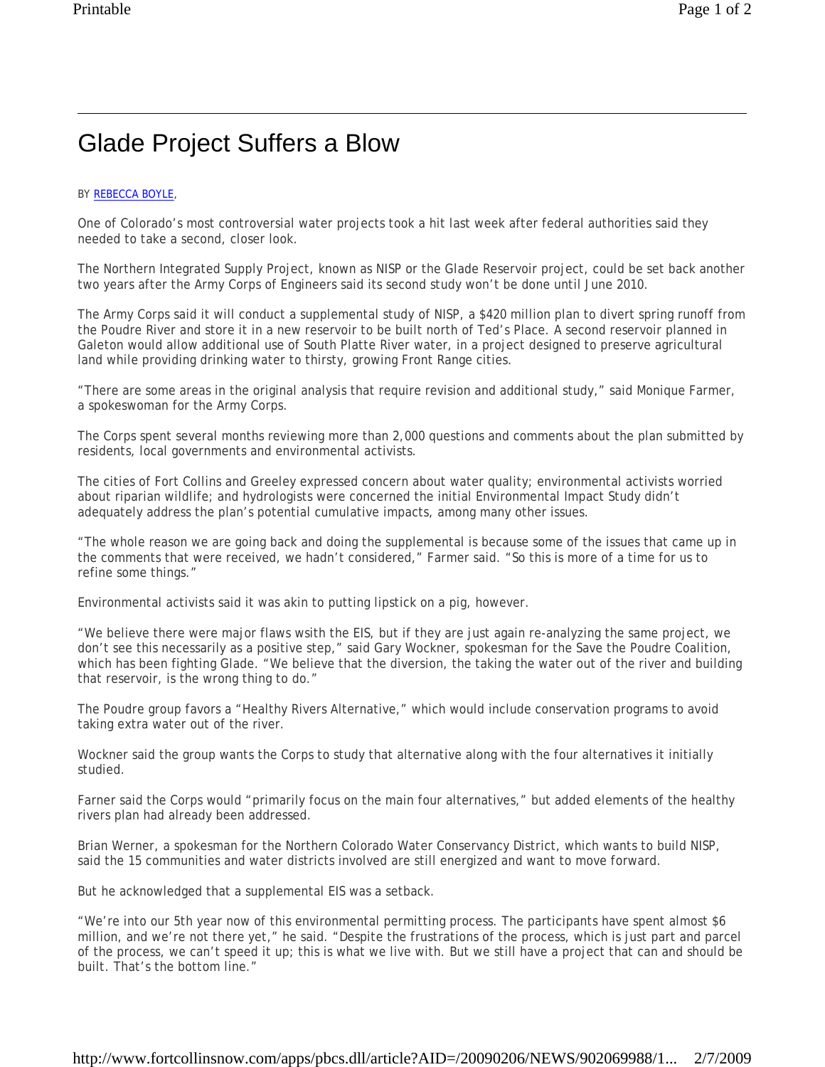# Glade Project Suffers a Blow

BY REBECCA BOYLE,

One of Colorado's most controversial water projects took a hit last week after federal authorities said they needed to take a second, closer look.

The Northern Integrated Supply Project, known as NISP or the Glade Reservoir project, could be set back another two years after the Army Corps of Engineers said its second study won't be done until June 2010.

The Army Corps said it will conduct a supplemental study of NISP, a $420 million plan to divert spring runoff from the Poudre River and store it in a new reservoir to be built north of Ted's Place. A second reservoir planned in Galeton would allow additional use of South Platte River water, in a project designed to preserve agricultural land while providing drinking water to thirsty, growing Front Range cities.

"There are some areas in the original analysis that require revision and additional study," said Monique Farmer, a spokeswoman for the Army Corps.

The Corps spent several months reviewing more than 2,000 questions and comments about the plan submitted by residents, local governments and environmental activists.

The cities of Fort Collins and Greeley expressed concern about water quality; environmental activists worried about riparian wildlife; and hydrologists were concerned the initial Environmental Impact Study didn't adequately address the plan's potential cumulative impacts, among many other issues.

"The whole reason we are going back and doing the supplemental is because some of the issues that came up in the comments that were received, we hadn't considered," Farmer said. "So this is more of a time for us to refine some things."

Environmental activists said it was akin to putting lipstick on a pig, however.

"We believe there were major flaws wsith the EIS, but if they are just again re-analyzing the same project, we don't see this necessarily as a positive step," said Gary Wockner, spokesman for the Save the Poudre Coalition, which has been fighting Glade. "We believe that the diversion, the taking the water out of the river and building that reservoir, is the wrong thing to do."

The Poudre group favors a "Healthy Rivers Alternative," which would include conservation programs to avoid taking extra water out of the river.

Wockner said the group wants the Corps to study that alternative along with the four alternatives it initially studied.

Farner said the Corps would "primarily focus on the main four alternatives," but added elements of the healthy rivers plan had already been addressed.

Brian Werner, a spokesman for the Northern Colorado Water Conservancy District, which wants to build NISP, said the 15 communities and water districts involved are still energized and want to move forward.

But he acknowledged that a supplemental EIS was a setback.

"We're into our 5th year now of this environmental permitting process. The participants have spent almost $6 million, and we're not there yet," he said. "Despite the frustrations of the process, which is just part and parcel of the process, we can't speed it up; this is what we live with. But we still have a project that can and should be built. That's the bottom line."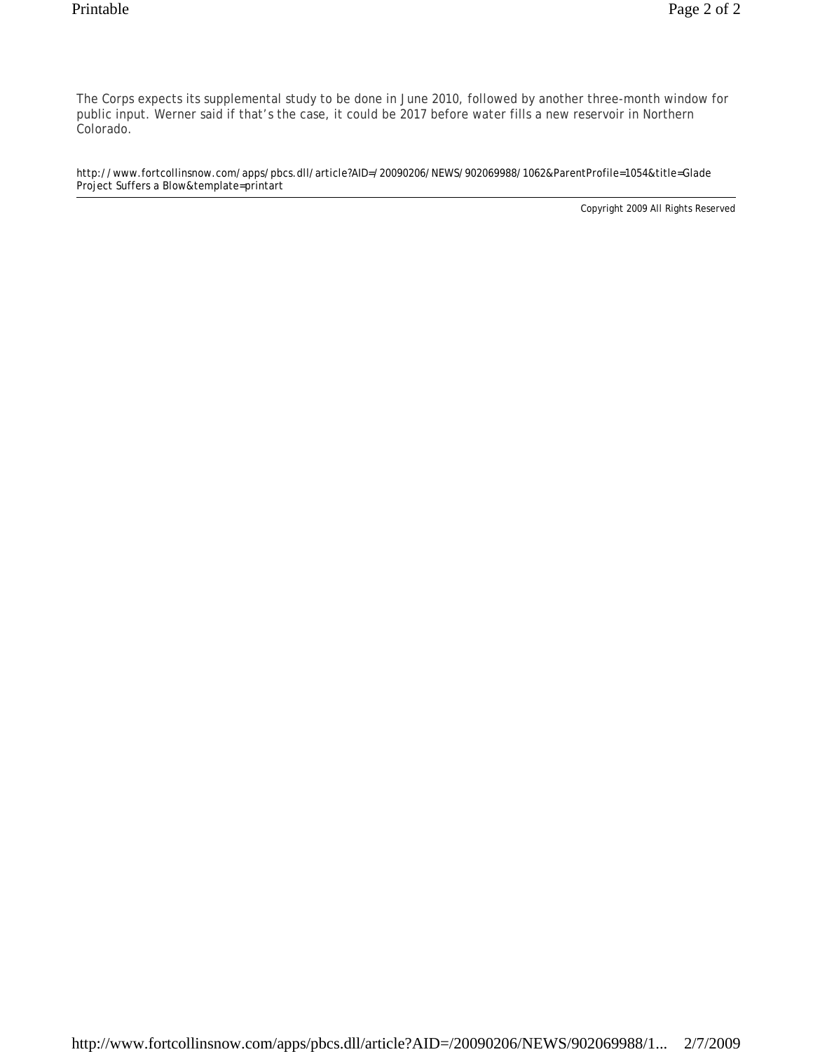The Corps expects its supplemental study to be done in June 2010, followed by another three-month window for public input. Werner said if that's the case, it could be 2017 before water fills a new reservoir in Northern Colorado.

http://www.fortcollinsnow.com/apps/pbcs.dll/article?AID=/20090206/NEWS/902069988/1062&ParentProfile=1054&title=Glade Project Suffers a Blow&template=printart

---

Copyright 2009 All Rights Reserved